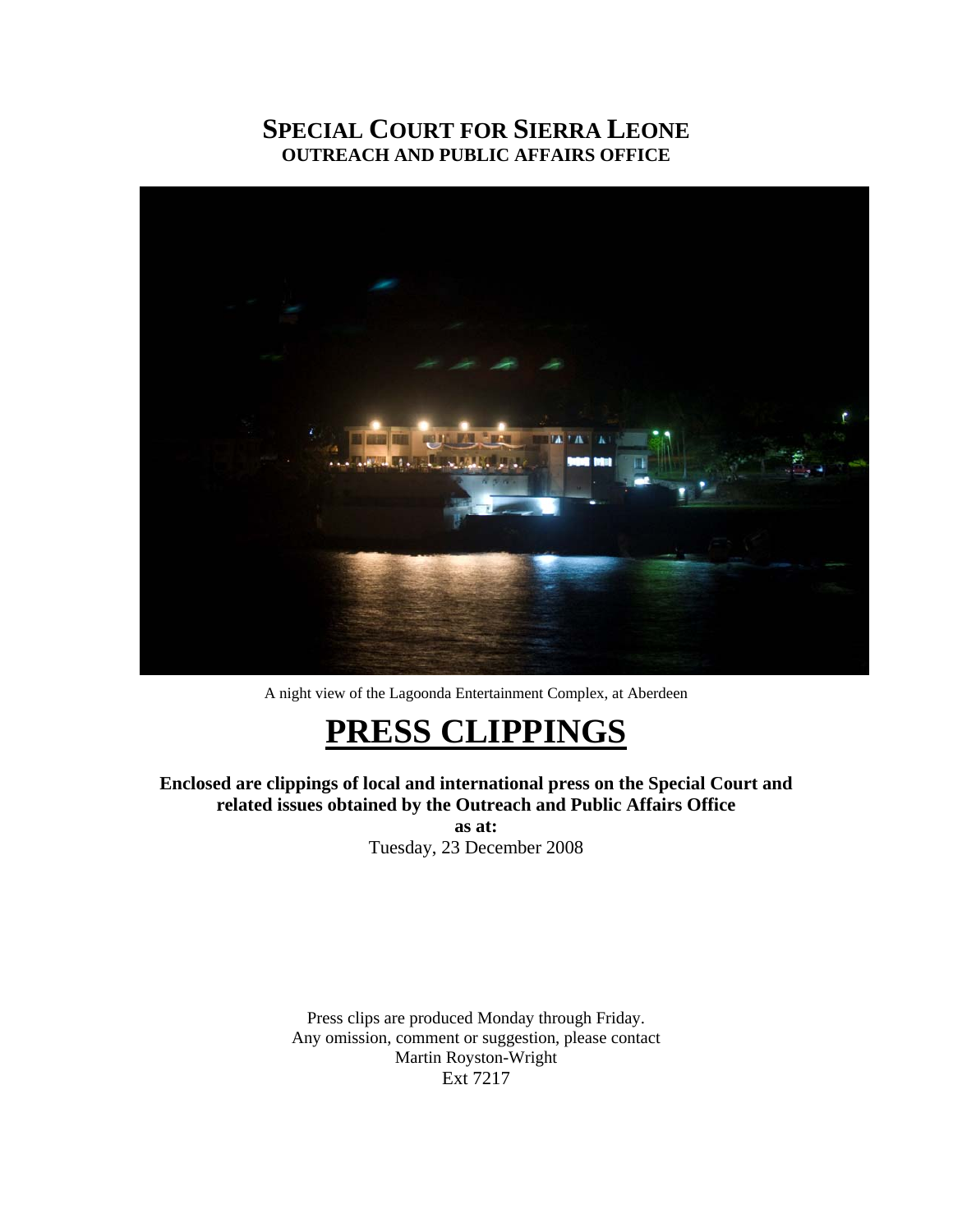# SPECIAL COURT FOR SIERRA LEONE
## OUTREACH AND PUBLIC AFFAIRS OFFICE

A night view of the Lagoonda Entertainment Complex, at Aberdeen

# PRESS CLIPPINGS

**Enclosed are clippings of local and international press on the Special Court and related issues obtained by the Outreach and Public Affairs Office**
**as at:**
Tuesday, 23 December 2008

Press clips are produced Monday through Friday.
Any omission, comment or suggestion, please contact
Martin Royston-Wright
Ext 7217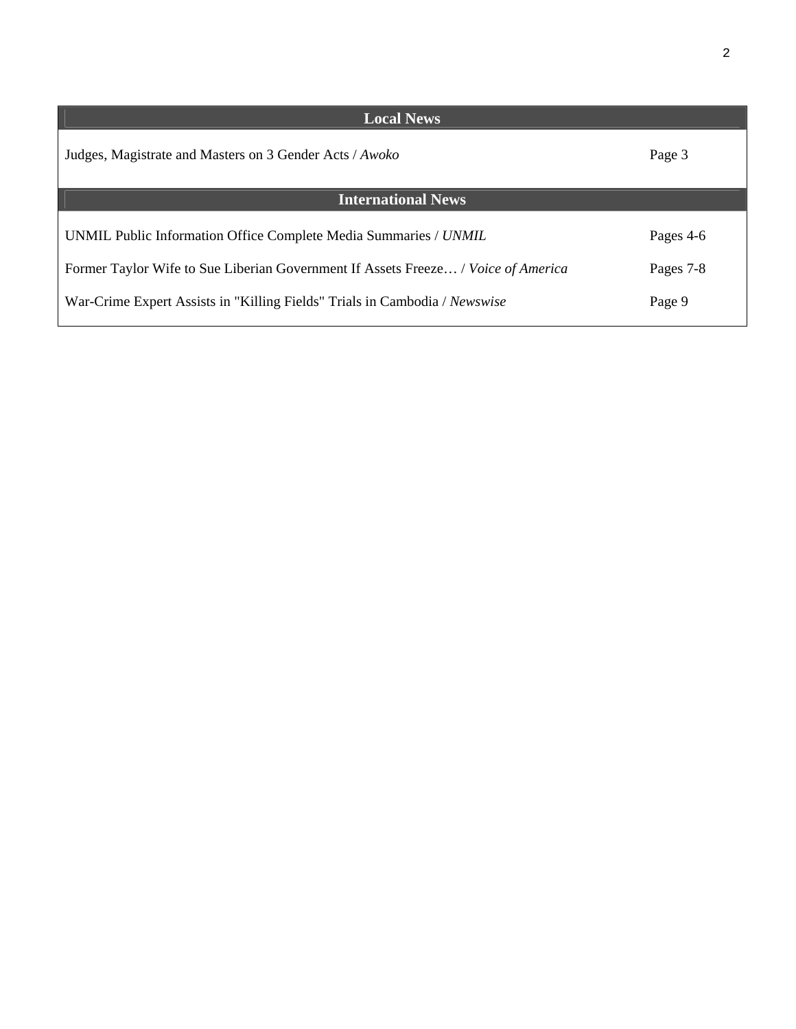## Local News

| | |
|---|---|
| Judges, Magistrate and Masters on 3 Gender Acts / *Awoko* | Page 3 |

## International News

| | |
|---|---|
| UNMIL Public Information Office Complete Media Summaries / *UNMIL* | Pages 4-6 |
| Former Taylor Wife to Sue Liberian Government If Assets Freeze… / *Voice of America* | Pages 7-8 |
| War-Crime Expert Assists in "Killing Fields" Trials in Cambodia / *Newswise* | Page 9 |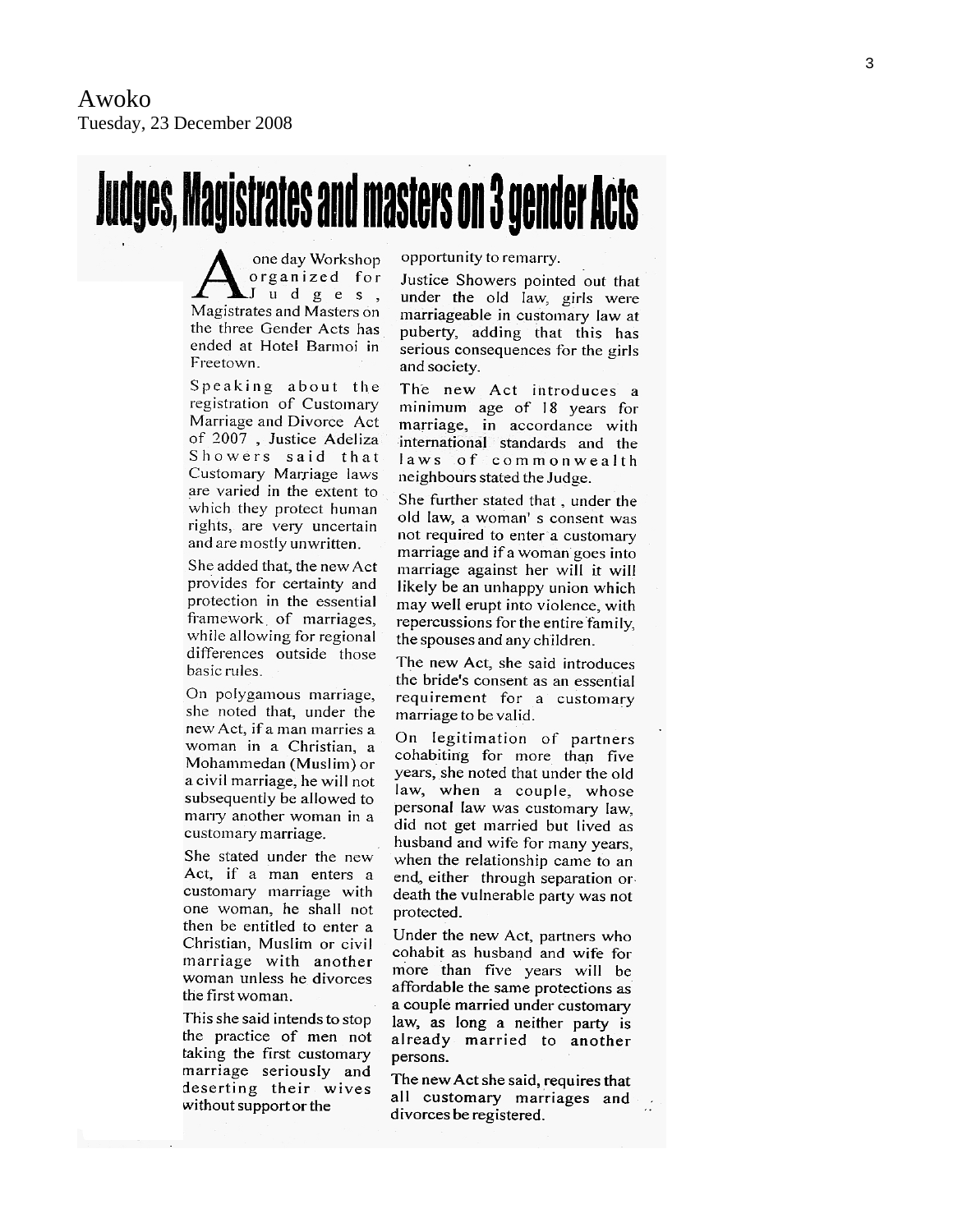Awoko
Tuesday, 23 December 2008

# Judges, Magistrates and masters on 3 gender Acts

A one day Workshop organized for Judges, Magistrates and Masters on the three Gender Acts has ended at Hotel Barmoi in Freetown.

Speaking about the registration of Customary Marriage and Divorce Act of 2007, Justice Adeliza Showers said that Customary Marriage laws are varied in the extent to which they protect human rights, are very uncertain and are mostly unwritten.

She added that, the new Act provides for certainty and protection in the essential framework of marriages, while allowing for regional differences outside those basic rules.

On polygamous marriage, she noted that, under the new Act, if a man marries a woman in a Christian, a Mohammedan (Muslim) or a civil marriage, he will not subsequently be allowed to marry another woman in a customary marriage.

She stated under the new Act, if a man enters a customary marriage with one woman, he shall not then be entitled to enter a Christian, Muslim or civil marriage with another woman unless he divorces the first woman.

This she said intends to stop the practice of men not taking the first customary marriage seriously and deserting their wives without support or the opportunity to remarry.

Justice Showers pointed out that under the old law, girls were marriageable in customary law at puberty, adding that this has serious consequences for the girls and society.

The new Act introduces a minimum age of 18 years for marriage, in accordance with international standards and the laws of commonwealth neighbours stated the Judge.

She further stated that, under the old law, a woman's consent was not required to enter a customary marriage and if a woman goes into marriage against her will it will likely be an unhappy union which may well erupt into violence, with repercussions for the entire family, the spouses and any children.

The new Act, she said introduces the bride's consent as an essential requirement for a customary marriage to be valid.

On legitimation of partners cohabiting for more than five years, she noted that under the old law, when a couple, whose personal law was customary law, did not get married but lived as husband and wife for many years, when the relationship came to an end, either through separation or death the vulnerable party was not protected.

Under the new Act, partners who cohabit as husband and wife for more than five years will be affordable the same protections as a couple married under customary law, as long a neither party is already married to another persons.

The new Act she said, requires that all customary marriages and divorces be registered.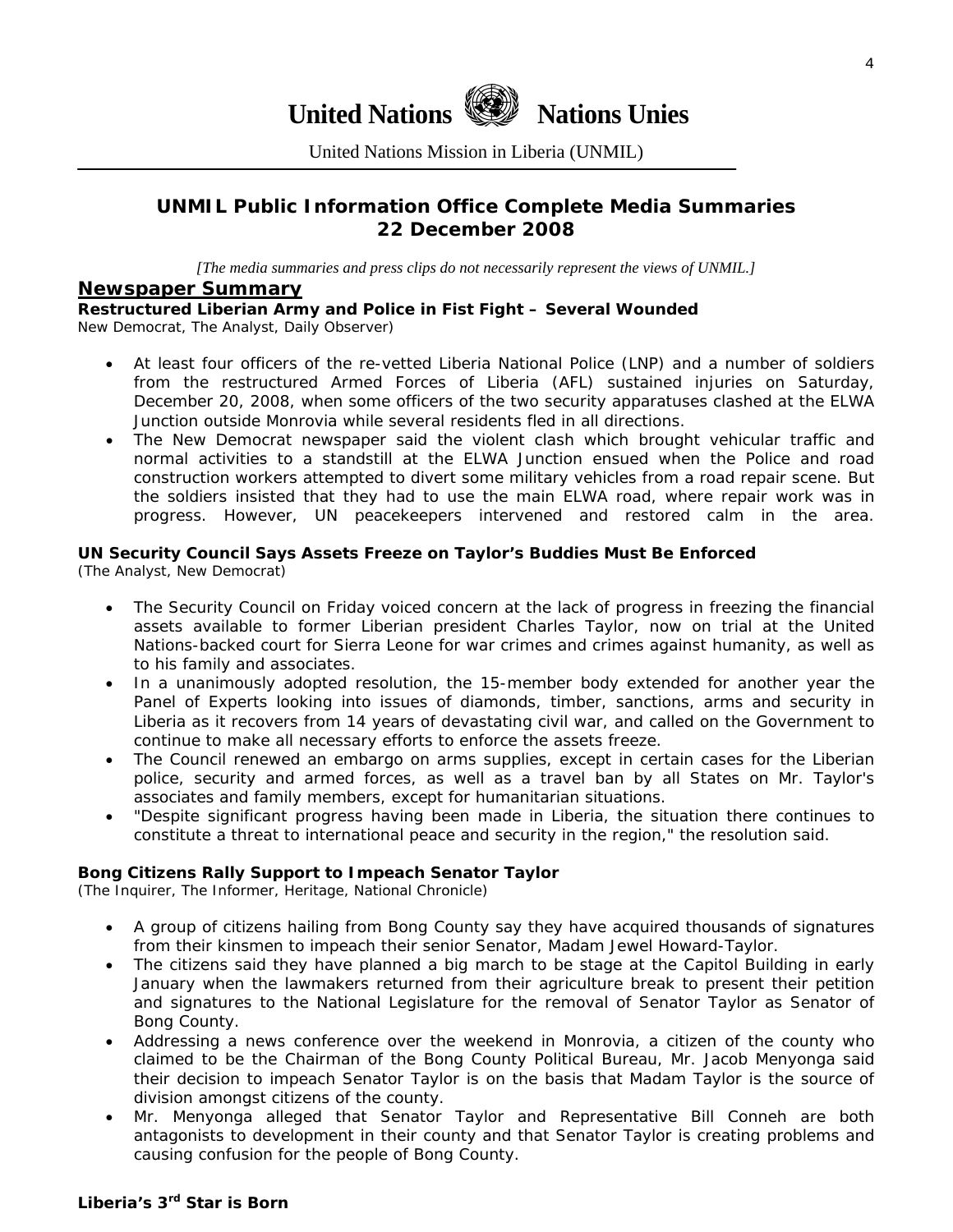# United Nations Nations Unies

United Nations Mission in Liberia (UNMIL)

## UNMIL Public Information Office Complete Media Summaries 22 December 2008

*[The media summaries and press clips do not necessarily represent the views of UNMIL.]*

## Newspaper Summary

**Restructured Liberian Army and Police in Fist Fight – Several Wounded**
New Democrat, The Analyst, Daily Observer)

- At least four officers of the re-vetted Liberia National Police (LNP) and a number of soldiers from the restructured Armed Forces of Liberia (AFL) sustained injuries on Saturday, December 20, 2008, when some officers of the two security apparatuses clashed at the ELWA Junction outside Monrovia while several residents fled in all directions.
- The New Democrat newspaper said the violent clash which brought vehicular traffic and normal activities to a standstill at the ELWA Junction ensued when the Police and road construction workers attempted to divert some military vehicles from a road repair scene. But the soldiers insisted that they had to use the main ELWA road, where repair work was in progress. However, UN peacekeepers intervened and restored calm in the area.

**UN Security Council Says Assets Freeze on Taylor's Buddies Must Be Enforced**
(The Analyst, New Democrat)

- The Security Council on Friday voiced concern at the lack of progress in freezing the financial assets available to former Liberian president Charles Taylor, now on trial at the United Nations-backed court for Sierra Leone for war crimes and crimes against humanity, as well as to his family and associates.
- In a unanimously adopted resolution, the 15-member body extended for another year the Panel of Experts looking into issues of diamonds, timber, sanctions, arms and security in Liberia as it recovers from 14 years of devastating civil war, and called on the Government to continue to make all necessary efforts to enforce the assets freeze.
- The Council renewed an embargo on arms supplies, except in certain cases for the Liberian police, security and armed forces, as well as a travel ban by all States on Mr. Taylor's associates and family members, except for humanitarian situations.
- "Despite significant progress having been made in Liberia, the situation there continues to constitute a threat to international peace and security in the region," the resolution said.

**Bong Citizens Rally Support to Impeach Senator Taylor**
(The Inquirer, The Informer, Heritage, National Chronicle)

- A group of citizens hailing from Bong County say they have acquired thousands of signatures from their kinsmen to impeach their senior Senator, Madam Jewel Howard-Taylor.
- The citizens said they have planned a big march to be stage at the Capitol Building in early January when the lawmakers returned from their agriculture break to present their petition and signatures to the National Legislature for the removal of Senator Taylor as Senator of Bong County.
- Addressing a news conference over the weekend in Monrovia, a citizen of the county who claimed to be the Chairman of the Bong County Political Bureau, Mr. Jacob Menyonga said their decision to impeach Senator Taylor is on the basis that Madam Taylor is the source of division amongst citizens of the county.
- Mr. Menyonga alleged that Senator Taylor and Representative Bill Conneh are both antagonists to development in their county and that Senator Taylor is creating problems and causing confusion for the people of Bong County.

**Liberia's 3rd Star is Born**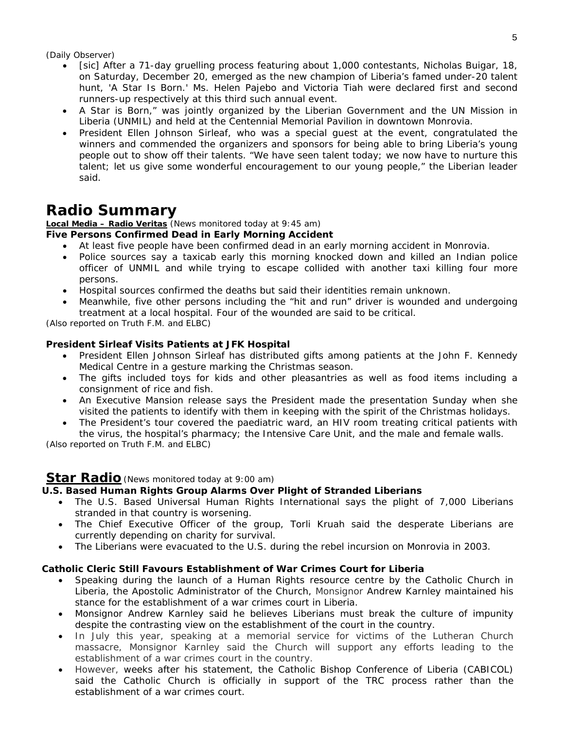(Daily Observer)

- [sic] After a 71-day gruelling process featuring about 1,000 contestants, Nicholas Buigar, 18, on Saturday, December 20, emerged as the new champion of Liberia's famed under-20 talent hunt, 'A Star Is Born.' Ms. Helen Pajebo and Victoria Tiah were declared first and second runners-up respectively at this third such annual event.
- A Star is Born," was jointly organized by the Liberian Government and the UN Mission in Liberia (UNMIL) and held at the Centennial Memorial Pavilion in downtown Monrovia.
- President Ellen Johnson Sirleaf, who was a special guest at the event, congratulated the winners and commended the organizers and sponsors for being able to bring Liberia's young people out to show off their talents. "We have seen talent today; we now have to nurture this talent; let us give some wonderful encouragement to our young people," the Liberian leader said.

# Radio Summary

**Local Media – Radio Veritas** (News monitored today at 9:45 am)

**Five Persons Confirmed Dead in Early Morning Accident**

- At least five people have been confirmed dead in an early morning accident in Monrovia.
- Police sources say a taxicab early this morning knocked down and killed an Indian police officer of UNMIL and while trying to escape collided with another taxi killing four more persons.
- Hospital sources confirmed the deaths but said their identities remain unknown.
- Meanwhile, five other persons including the "hit and run" driver is wounded and undergoing treatment at a local hospital. Four of the wounded are said to be critical.

(Also reported on Truth F.M. and ELBC)

**President Sirleaf Visits Patients at JFK Hospital**

- President Ellen Johnson Sirleaf has distributed gifts among patients at the John F. Kennedy Medical Centre in a gesture marking the Christmas season.
- The gifts included toys for kids and other pleasantries as well as food items including a consignment of rice and fish.
- An Executive Mansion release says the President made the presentation Sunday when she visited the patients to identify with them in keeping with the spirit of the Christmas holidays.
- The President's tour covered the paediatric ward, an HIV room treating critical patients with the virus, the hospital's pharmacy; the Intensive Care Unit, and the male and female walls.

(Also reported on Truth F.M. and ELBC)

## Star Radio (News monitored today at 9:00 am)

**U.S. Based Human Rights Group Alarms Over Plight of Stranded Liberians**

- The U.S. Based Universal Human Rights International says the plight of 7,000 Liberians stranded in that country is worsening.
- The Chief Executive Officer of the group, Torli Kruah said the desperate Liberians are currently depending on charity for survival.
- The Liberians were evacuated to the U.S. during the rebel incursion on Monrovia in 2003.

**Catholic Cleric Still Favours Establishment of War Crimes Court for Liberia**

- Speaking during the launch of a Human Rights resource centre by the Catholic Church in Liberia, the Apostolic Administrator of the Church, Monsignor Andrew Karnley maintained his stance for the establishment of a war crimes court in Liberia.
- Monsignor Andrew Karnley said he believes Liberians must break the culture of impunity despite the contrasting view on the establishment of the court in the country.
- In July this year, speaking at a memorial service for victims of the Lutheran Church massacre, Monsignor Karnley said the Church will support any efforts leading to the establishment of a war crimes court in the country.
- However, weeks after his statement, the Catholic Bishop Conference of Liberia (CABICOL) said the Catholic Church is officially in support of the TRC process rather than the establishment of a war crimes court.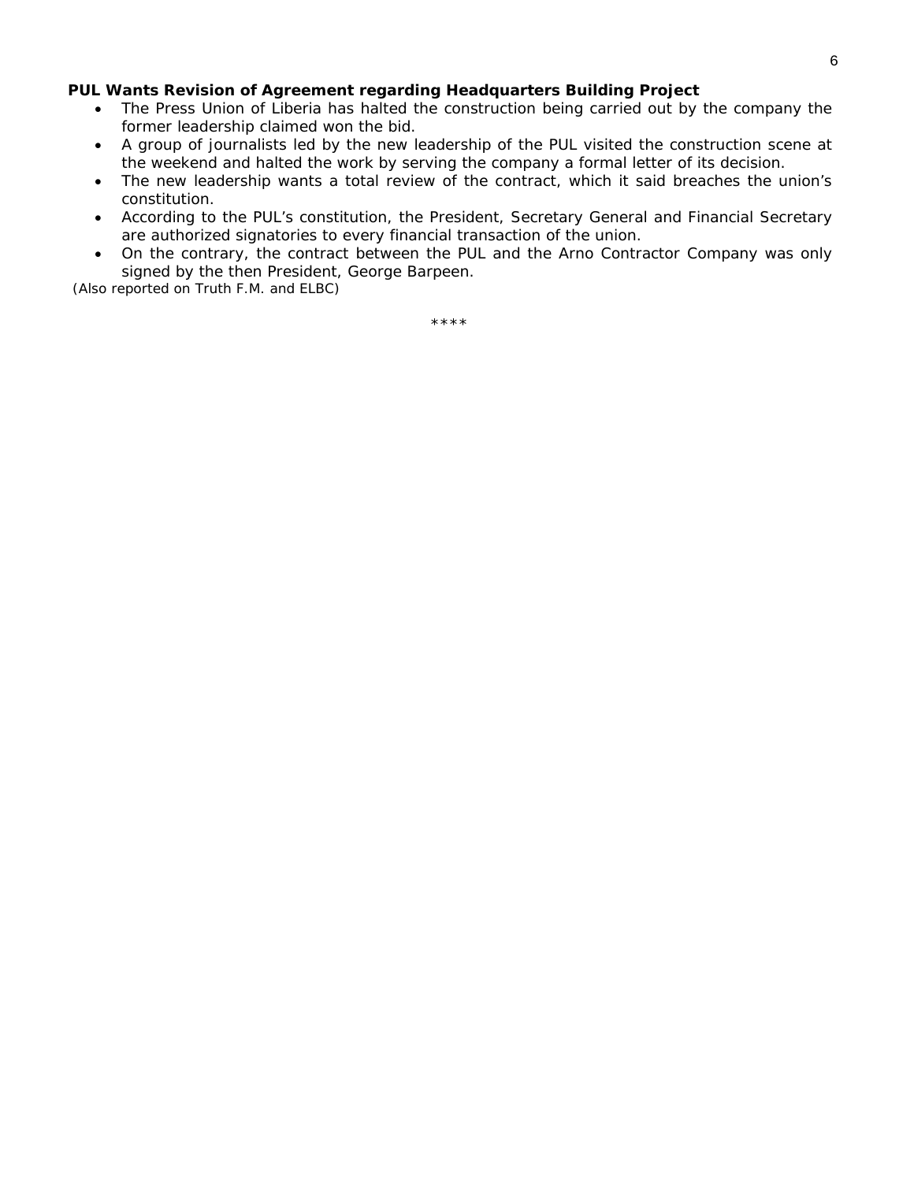**PUL Wants Revision of Agreement regarding Headquarters Building Project**

- The Press Union of Liberia has halted the construction being carried out by the company the former leadership claimed won the bid.
- A group of journalists led by the new leadership of the PUL visited the construction scene at the weekend and halted the work by serving the company a formal letter of its decision.
- The new leadership wants a total review of the contract, which it said breaches the union's constitution.
- According to the PUL's constitution, the President, Secretary General and Financial Secretary are authorized signatories to every financial transaction of the union.
- On the contrary, the contract between the PUL and the Arno Contractor Company was only signed by the then President, George Barpeen.

(Also reported on Truth F.M. and ELBC)

****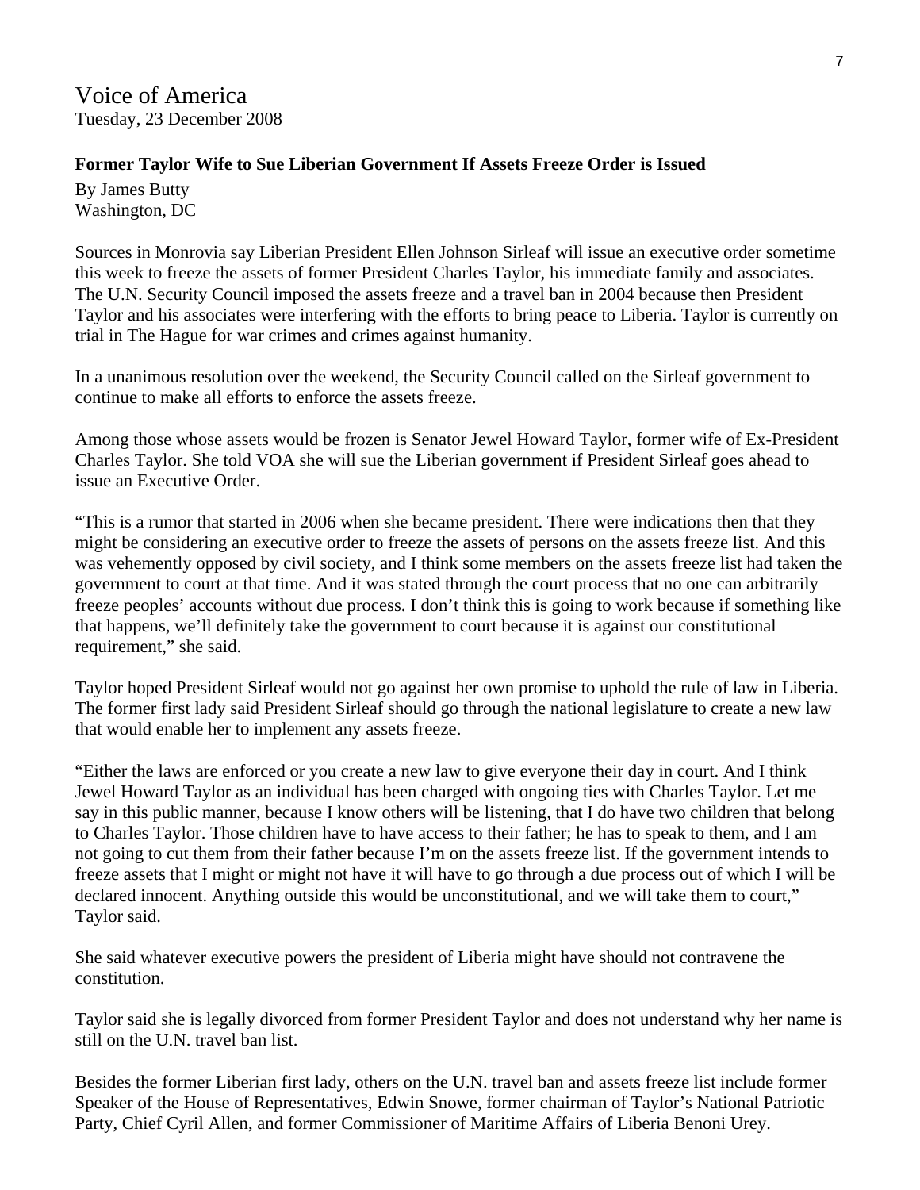Voice of America
Tuesday, 23 December 2008

**Former Taylor Wife to Sue Liberian Government If Assets Freeze Order is Issued**

By James Butty
Washington, DC

Sources in Monrovia say Liberian President Ellen Johnson Sirleaf will issue an executive order sometime this week to freeze the assets of former President Charles Taylor, his immediate family and associates. The U.N. Security Council imposed the assets freeze and a travel ban in 2004 because then President Taylor and his associates were interfering with the efforts to bring peace to Liberia. Taylor is currently on trial in The Hague for war crimes and crimes against humanity.

In a unanimous resolution over the weekend, the Security Council called on the Sirleaf government to continue to make all efforts to enforce the assets freeze.

Among those whose assets would be frozen is Senator Jewel Howard Taylor, former wife of Ex-President Charles Taylor. She told VOA she will sue the Liberian government if President Sirleaf goes ahead to issue an Executive Order.

"This is a rumor that started in 2006 when she became president. There were indications then that they might be considering an executive order to freeze the assets of persons on the assets freeze list. And this was vehemently opposed by civil society, and I think some members on the assets freeze list had taken the government to court at that time. And it was stated through the court process that no one can arbitrarily freeze peoples' accounts without due process. I don't think this is going to work because if something like that happens, we'll definitely take the government to court because it is against our constitutional requirement," she said.

Taylor hoped President Sirleaf would not go against her own promise to uphold the rule of law in Liberia. The former first lady said President Sirleaf should go through the national legislature to create a new law that would enable her to implement any assets freeze.

"Either the laws are enforced or you create a new law to give everyone their day in court. And I think Jewel Howard Taylor as an individual has been charged with ongoing ties with Charles Taylor. Let me say in this public manner, because I know others will be listening, that I do have two children that belong to Charles Taylor. Those children have to have access to their father; he has to speak to them, and I am not going to cut them from their father because I'm on the assets freeze list. If the government intends to freeze assets that I might or might not have it will have to go through a due process out of which I will be declared innocent. Anything outside this would be unconstitutional, and we will take them to court," Taylor said.

She said whatever executive powers the president of Liberia might have should not contravene the constitution.

Taylor said she is legally divorced from former President Taylor and does not understand why her name is still on the U.N. travel ban list.

Besides the former Liberian first lady, others on the U.N. travel ban and assets freeze list include former Speaker of the House of Representatives, Edwin Snowe, former chairman of Taylor's National Patriotic Party, Chief Cyril Allen, and former Commissioner of Maritime Affairs of Liberia Benoni Urey.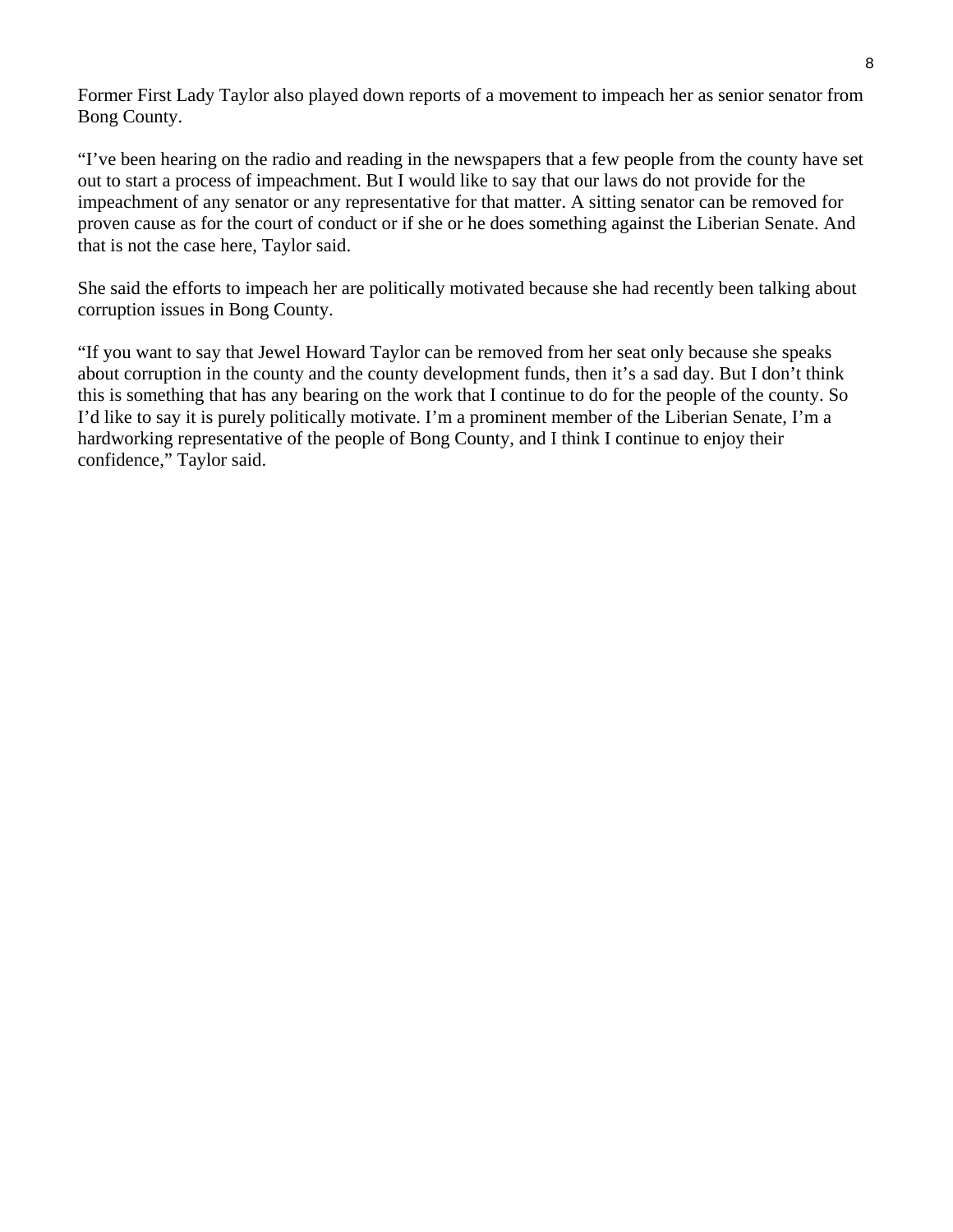Former First Lady Taylor also played down reports of a movement to impeach her as senior senator from Bong County.

"I've been hearing on the radio and reading in the newspapers that a few people from the county have set out to start a process of impeachment. But I would like to say that our laws do not provide for the impeachment of any senator or any representative for that matter. A sitting senator can be removed for proven cause as for the court of conduct or if she or he does something against the Liberian Senate. And that is not the case here, Taylor said.

She said the efforts to impeach her are politically motivated because she had recently been talking about corruption issues in Bong County.

"If you want to say that Jewel Howard Taylor can be removed from her seat only because she speaks about corruption in the county and the county development funds, then it's a sad day. But I don't think this is something that has any bearing on the work that I continue to do for the people of the county. So I'd like to say it is purely politically motivate. I'm a prominent member of the Liberian Senate, I'm a hardworking representative of the people of Bong County, and I think I continue to enjoy their confidence," Taylor said.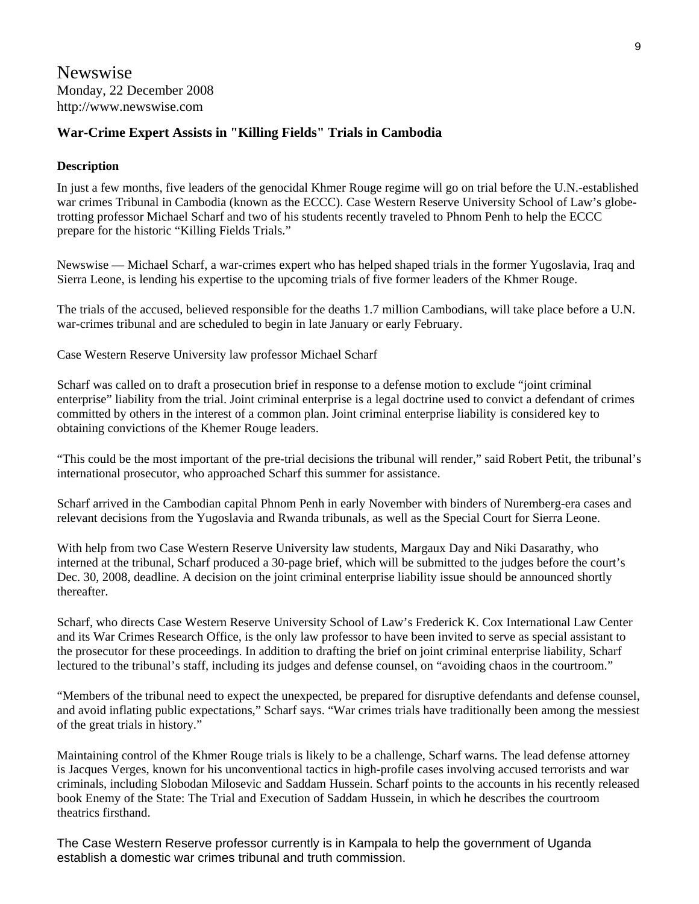Newswise
Monday, 22 December 2008
http://www.newswise.com

### War-Crime Expert Assists in "Killing Fields" Trials in Cambodia

**Description**

In just a few months, five leaders of the genocidal Khmer Rouge regime will go on trial before the U.N.-established war crimes Tribunal in Cambodia (known as the ECCC). Case Western Reserve University School of Law's globe-trotting professor Michael Scharf and two of his students recently traveled to Phnom Penh to help the ECCC prepare for the historic "Killing Fields Trials."

Newswise — Michael Scharf, a war-crimes expert who has helped shaped trials in the former Yugoslavia, Iraq and Sierra Leone, is lending his expertise to the upcoming trials of five former leaders of the Khmer Rouge.

The trials of the accused, believed responsible for the deaths 1.7 million Cambodians, will take place before a U.N. war-crimes tribunal and are scheduled to begin in late January or early February.

Case Western Reserve University law professor Michael Scharf

Scharf was called on to draft a prosecution brief in response to a defense motion to exclude "joint criminal enterprise" liability from the trial. Joint criminal enterprise is a legal doctrine used to convict a defendant of crimes committed by others in the interest of a common plan. Joint criminal enterprise liability is considered key to obtaining convictions of the Khemer Rouge leaders.

"This could be the most important of the pre-trial decisions the tribunal will render," said Robert Petit, the tribunal's international prosecutor, who approached Scharf this summer for assistance.

Scharf arrived in the Cambodian capital Phnom Penh in early November with binders of Nuremberg-era cases and relevant decisions from the Yugoslavia and Rwanda tribunals, as well as the Special Court for Sierra Leone.

With help from two Case Western Reserve University law students, Margaux Day and Niki Dasarathy, who interned at the tribunal, Scharf produced a 30-page brief, which will be submitted to the judges before the court's Dec. 30, 2008, deadline. A decision on the joint criminal enterprise liability issue should be announced shortly thereafter.

Scharf, who directs Case Western Reserve University School of Law's Frederick K. Cox International Law Center and its War Crimes Research Office, is the only law professor to have been invited to serve as special assistant to the prosecutor for these proceedings. In addition to drafting the brief on joint criminal enterprise liability, Scharf lectured to the tribunal's staff, including its judges and defense counsel, on "avoiding chaos in the courtroom."

"Members of the tribunal need to expect the unexpected, be prepared for disruptive defendants and defense counsel, and avoid inflating public expectations," Scharf says. "War crimes trials have traditionally been among the messiest of the great trials in history."

Maintaining control of the Khmer Rouge trials is likely to be a challenge, Scharf warns. The lead defense attorney is Jacques Verges, known for his unconventional tactics in high-profile cases involving accused terrorists and war criminals, including Slobodan Milosevic and Saddam Hussein. Scharf points to the accounts in his recently released book Enemy of the State: The Trial and Execution of Saddam Hussein, in which he describes the courtroom theatrics firsthand.

The Case Western Reserve professor currently is in Kampala to help the government of Uganda establish a domestic war crimes tribunal and truth commission.